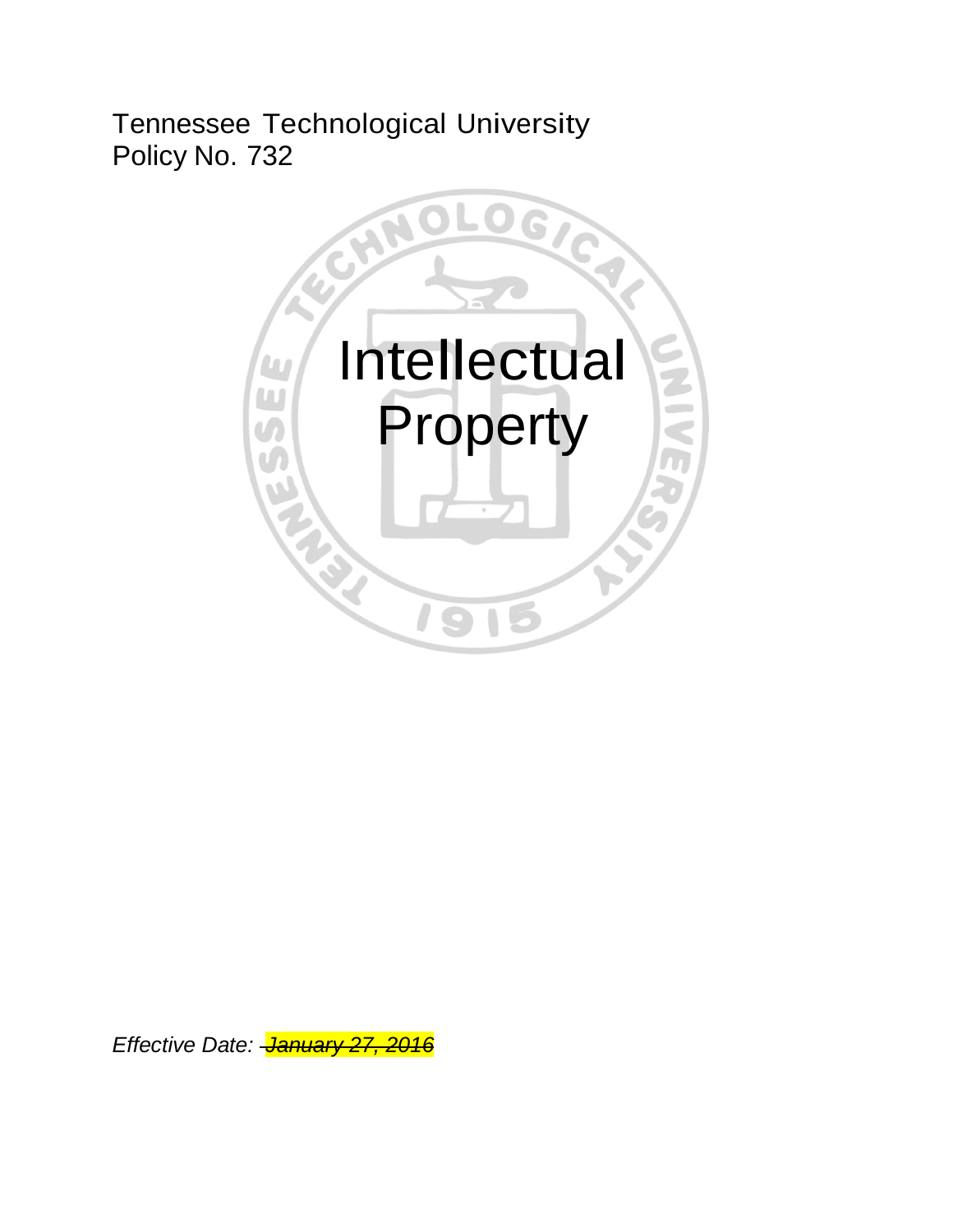Tennessee Technological University
Policy No. 732

# Intellectual Property

*Effective Date: ~~January 27, 2016~~*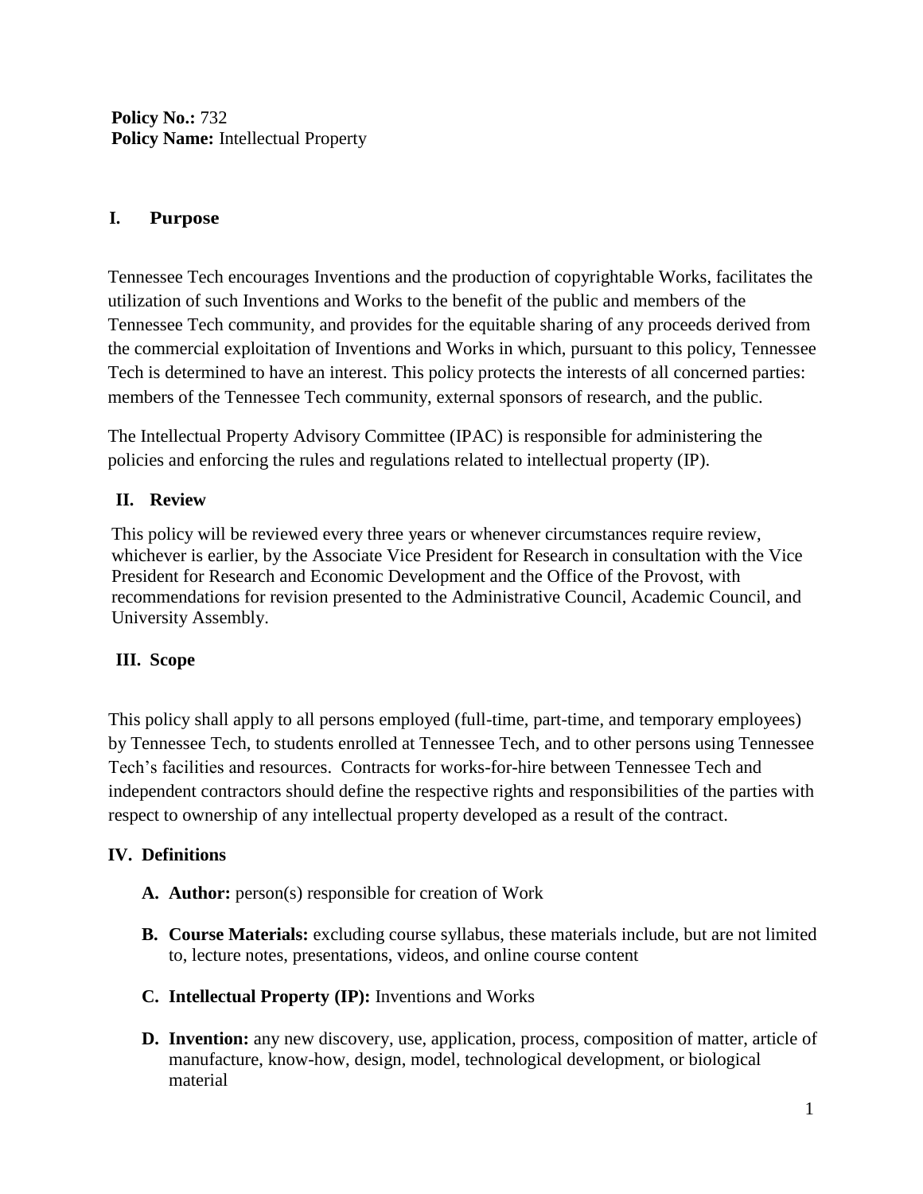**Policy No.:** 732
**Policy Name:** Intellectual Property

## I. Purpose

Tennessee Tech encourages Inventions and the production of copyrightable Works, facilitates the utilization of such Inventions and Works to the benefit of the public and members of the Tennessee Tech community, and provides for the equitable sharing of any proceeds derived from the commercial exploitation of Inventions and Works in which, pursuant to this policy, Tennessee Tech is determined to have an interest. This policy protects the interests of all concerned parties: members of the Tennessee Tech community, external sponsors of research, and the public.

The Intellectual Property Advisory Committee (IPAC) is responsible for administering the policies and enforcing the rules and regulations related to intellectual property (IP).

## II. Review

This policy will be reviewed every three years or whenever circumstances require review, whichever is earlier, by the Associate Vice President for Research in consultation with the Vice President for Research and Economic Development and the Office of the Provost, with recommendations for revision presented to the Administrative Council, Academic Council, and University Assembly.

## III. Scope

This policy shall apply to all persons employed (full-time, part-time, and temporary employees) by Tennessee Tech, to students enrolled at Tennessee Tech, and to other persons using Tennessee Tech's facilities and resources. Contracts for works-for-hire between Tennessee Tech and independent contractors should define the respective rights and responsibilities of the parties with respect to ownership of any intellectual property developed as a result of the contract.

## IV. Definitions

- **A. Author:** person(s) responsible for creation of Work
- **B. Course Materials:** excluding course syllabus, these materials include, but are not limited to, lecture notes, presentations, videos, and online course content
- **C. Intellectual Property (IP):** Inventions and Works
- **D. Invention:** any new discovery, use, application, process, composition of matter, article of manufacture, know-how, design, model, technological development, or biological material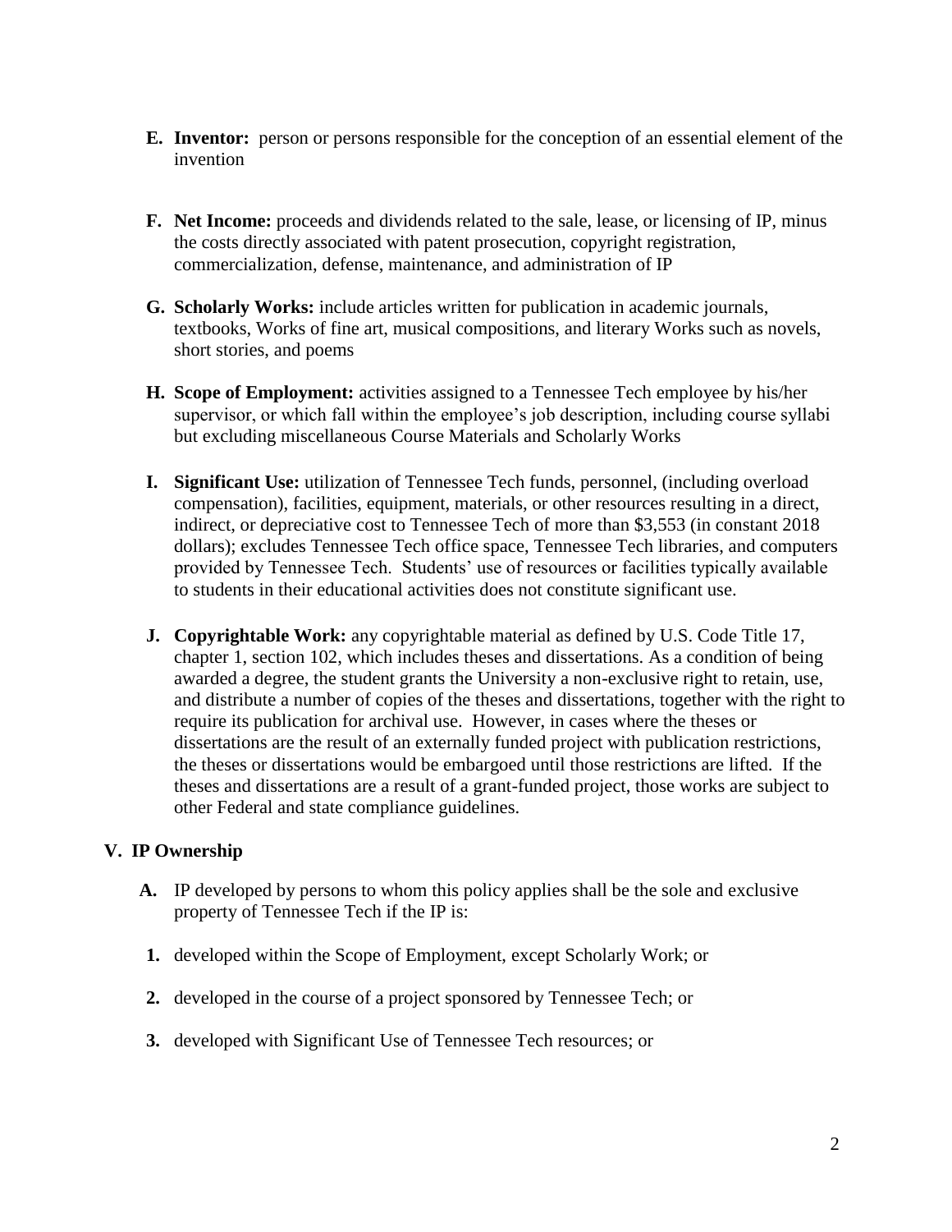**E. Inventor:** person or persons responsible for the conception of an essential element of the invention

**F. Net Income:** proceeds and dividends related to the sale, lease, or licensing of IP, minus the costs directly associated with patent prosecution, copyright registration, commercialization, defense, maintenance, and administration of IP

**G. Scholarly Works:** include articles written for publication in academic journals, textbooks, Works of fine art, musical compositions, and literary Works such as novels, short stories, and poems

**H. Scope of Employment:** activities assigned to a Tennessee Tech employee by his/her supervisor, or which fall within the employee's job description, including course syllabi but excluding miscellaneous Course Materials and Scholarly Works

**I. Significant Use:** utilization of Tennessee Tech funds, personnel, (including overload compensation), facilities, equipment, materials, or other resources resulting in a direct, indirect, or depreciative cost to Tennessee Tech of more than $3,553 (in constant 2018 dollars); excludes Tennessee Tech office space, Tennessee Tech libraries, and computers provided by Tennessee Tech. Students' use of resources or facilities typically available to students in their educational activities does not constitute significant use.

**J. Copyrightable Work:** any copyrightable material as defined by U.S. Code Title 17, chapter 1, section 102, which includes theses and dissertations. As a condition of being awarded a degree, the student grants the University a non-exclusive right to retain, use, and distribute a number of copies of the theses and dissertations, together with the right to require its publication for archival use. However, in cases where the theses or dissertations are the result of an externally funded project with publication restrictions, the theses or dissertations would be embargoed until those restrictions are lifted. If the theses and dissertations are a result of a grant-funded project, those works are subject to other Federal and state compliance guidelines.

## V. IP Ownership

**A.** IP developed by persons to whom this policy applies shall be the sole and exclusive property of Tennessee Tech if the IP is:

1. developed within the Scope of Employment, except Scholarly Work; or
2. developed in the course of a project sponsored by Tennessee Tech; or
3. developed with Significant Use of Tennessee Tech resources; or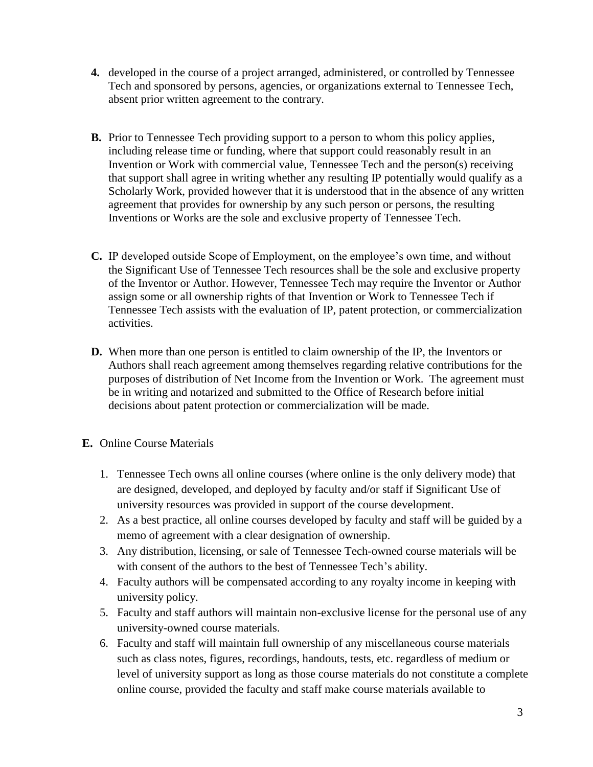4. developed in the course of a project arranged, administered, or controlled by Tennessee Tech and sponsored by persons, agencies, or organizations external to Tennessee Tech, absent prior written agreement to the contrary.

**B.** Prior to Tennessee Tech providing support to a person to whom this policy applies, including release time or funding, where that support could reasonably result in an Invention or Work with commercial value, Tennessee Tech and the person(s) receiving that support shall agree in writing whether any resulting IP potentially would qualify as a Scholarly Work, provided however that it is understood that in the absence of any written agreement that provides for ownership by any such person or persons, the resulting Inventions or Works are the sole and exclusive property of Tennessee Tech.

**C.** IP developed outside Scope of Employment, on the employee's own time, and without the Significant Use of Tennessee Tech resources shall be the sole and exclusive property of the Inventor or Author. However, Tennessee Tech may require the Inventor or Author assign some or all ownership rights of that Invention or Work to Tennessee Tech if Tennessee Tech assists with the evaluation of IP, patent protection, or commercialization activities.

**D.** When more than one person is entitled to claim ownership of the IP, the Inventors or Authors shall reach agreement among themselves regarding relative contributions for the purposes of distribution of Net Income from the Invention or Work. The agreement must be in writing and notarized and submitted to the Office of Research before initial decisions about patent protection or commercialization will be made.

**E.** Online Course Materials

1. Tennessee Tech owns all online courses (where online is the only delivery mode) that are designed, developed, and deployed by faculty and/or staff if Significant Use of university resources was provided in support of the course development.
2. As a best practice, all online courses developed by faculty and staff will be guided by a memo of agreement with a clear designation of ownership.
3. Any distribution, licensing, or sale of Tennessee Tech-owned course materials will be with consent of the authors to the best of Tennessee Tech's ability.
4. Faculty authors will be compensated according to any royalty income in keeping with university policy.
5. Faculty and staff authors will maintain non-exclusive license for the personal use of any university-owned course materials.
6. Faculty and staff will maintain full ownership of any miscellaneous course materials such as class notes, figures, recordings, handouts, tests, etc. regardless of medium or level of university support as long as those course materials do not constitute a complete online course, provided the faculty and staff make course materials available to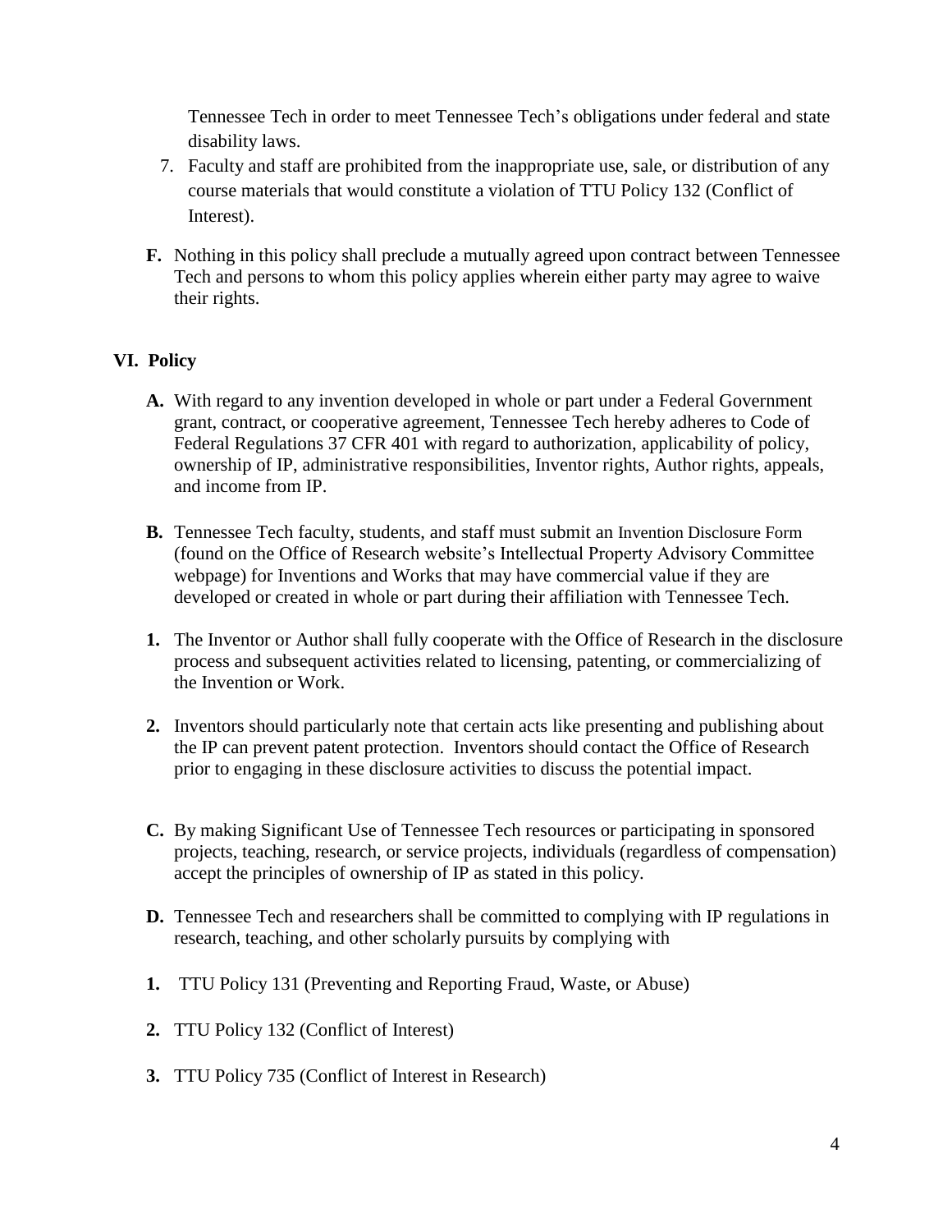Tennessee Tech in order to meet Tennessee Tech's obligations under federal and state disability laws.

7. Faculty and staff are prohibited from the inappropriate use, sale, or distribution of any course materials that would constitute a violation of TTU Policy 132 (Conflict of Interest).

**F.** Nothing in this policy shall preclude a mutually agreed upon contract between Tennessee Tech and persons to whom this policy applies wherein either party may agree to waive their rights.

## VI. Policy

**A.** With regard to any invention developed in whole or part under a Federal Government grant, contract, or cooperative agreement, Tennessee Tech hereby adheres to Code of Federal Regulations 37 CFR 401 with regard to authorization, applicability of policy, ownership of IP, administrative responsibilities, Inventor rights, Author rights, appeals, and income from IP.

**B.** Tennessee Tech faculty, students, and staff must submit an Invention Disclosure Form (found on the Office of Research website's Intellectual Property Advisory Committee webpage) for Inventions and Works that may have commercial value if they are developed or created in whole or part during their affiliation with Tennessee Tech.

**1.** The Inventor or Author shall fully cooperate with the Office of Research in the disclosure process and subsequent activities related to licensing, patenting, or commercializing of the Invention or Work.

**2.** Inventors should particularly note that certain acts like presenting and publishing about the IP can prevent patent protection. Inventors should contact the Office of Research prior to engaging in these disclosure activities to discuss the potential impact.

**C.** By making Significant Use of Tennessee Tech resources or participating in sponsored projects, teaching, research, or service projects, individuals (regardless of compensation) accept the principles of ownership of IP as stated in this policy.

**D.** Tennessee Tech and researchers shall be committed to complying with IP regulations in research, teaching, and other scholarly pursuits by complying with

**1.** TTU Policy 131 (Preventing and Reporting Fraud, Waste, or Abuse)

**2.** TTU Policy 132 (Conflict of Interest)

**3.** TTU Policy 735 (Conflict of Interest in Research)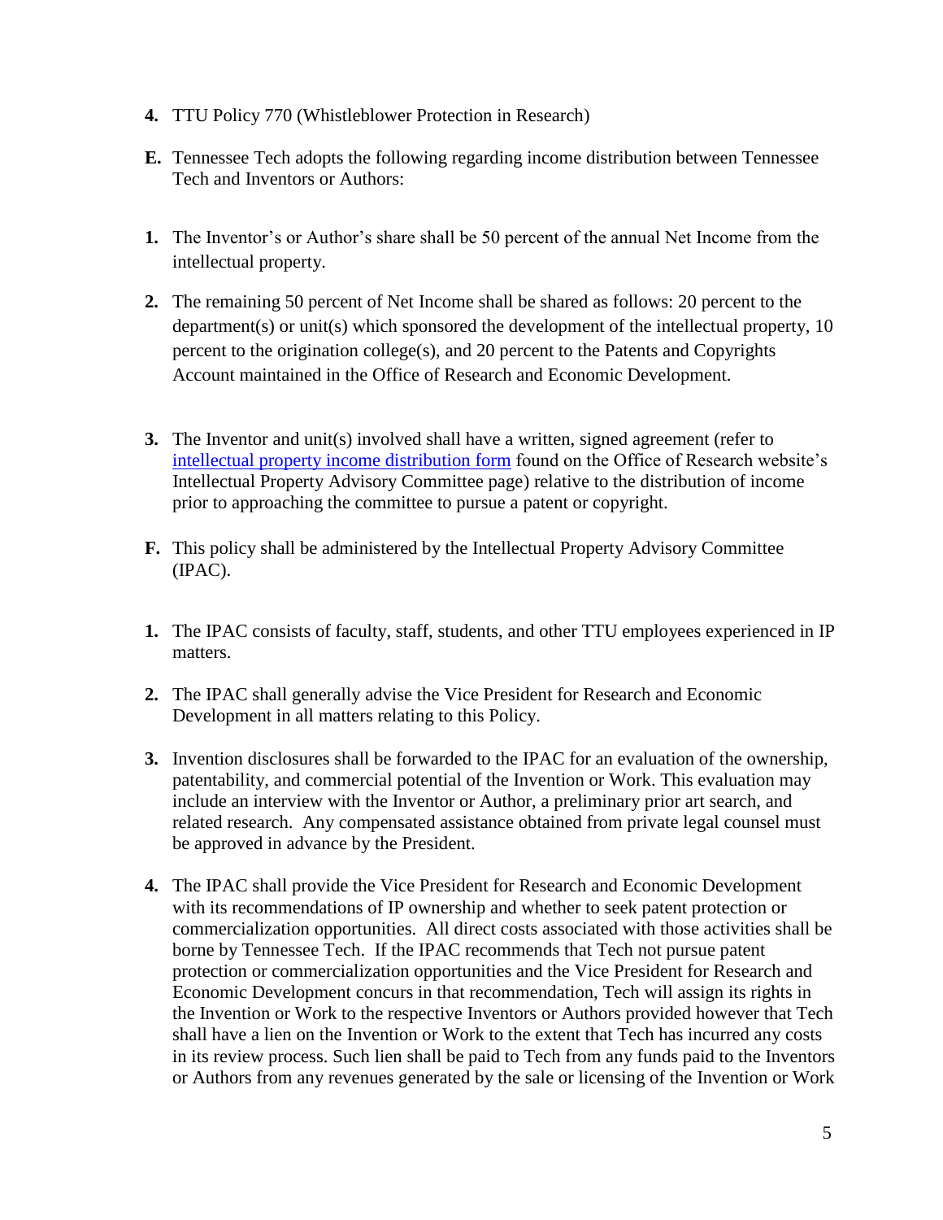4. TTU Policy 770 (Whistleblower Protection in Research)

**E.** Tennessee Tech adopts the following regarding income distribution between Tennessee Tech and Inventors or Authors:

1. The Inventor's or Author's share shall be 50 percent of the annual Net Income from the intellectual property.

2. The remaining 50 percent of Net Income shall be shared as follows: 20 percent to the department(s) or unit(s) which sponsored the development of the intellectual property, 10 percent to the origination college(s), and 20 percent to the Patents and Copyrights Account maintained in the Office of Research and Economic Development.

3. The Inventor and unit(s) involved shall have a written, signed agreement (refer to intellectual property income distribution form found on the Office of Research website's Intellectual Property Advisory Committee page) relative to the distribution of income prior to approaching the committee to pursue a patent or copyright.

**F.** This policy shall be administered by the Intellectual Property Advisory Committee (IPAC).

1. The IPAC consists of faculty, staff, students, and other TTU employees experienced in IP matters.

2. The IPAC shall generally advise the Vice President for Research and Economic Development in all matters relating to this Policy.

3. Invention disclosures shall be forwarded to the IPAC for an evaluation of the ownership, patentability, and commercial potential of the Invention or Work. This evaluation may include an interview with the Inventor or Author, a preliminary prior art search, and related research. Any compensated assistance obtained from private legal counsel must be approved in advance by the President.

4. The IPAC shall provide the Vice President for Research and Economic Development with its recommendations of IP ownership and whether to seek patent protection or commercialization opportunities. All direct costs associated with those activities shall be borne by Tennessee Tech. If the IPAC recommends that Tech not pursue patent protection or commercialization opportunities and the Vice President for Research and Economic Development concurs in that recommendation, Tech will assign its rights in the Invention or Work to the respective Inventors or Authors provided however that Tech shall have a lien on the Invention or Work to the extent that Tech has incurred any costs in its review process. Such lien shall be paid to Tech from any funds paid to the Inventors or Authors from any revenues generated by the sale or licensing of the Invention or Work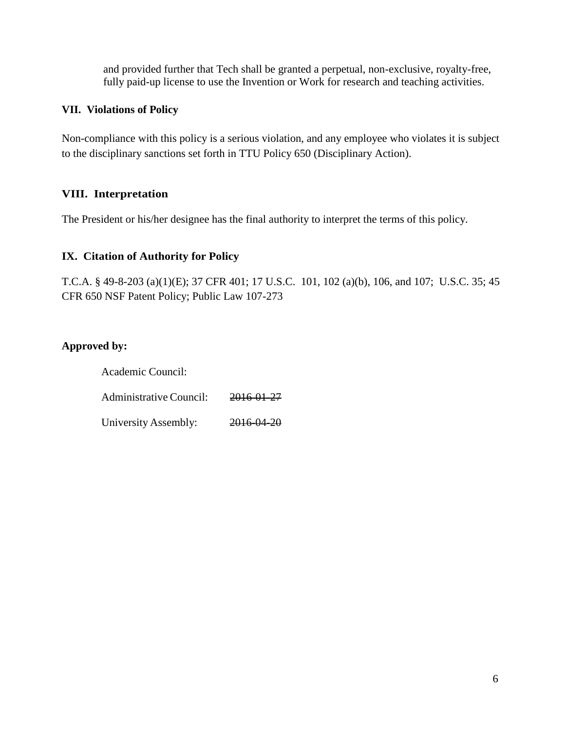and provided further that Tech shall be granted a perpetual, non-exclusive, royalty-free, fully paid-up license to use the Invention or Work for research and teaching activities.

## VII. Violations of Policy

Non-compliance with this policy is a serious violation, and any employee who violates it is subject to the disciplinary sanctions set forth in TTU Policy 650 (Disciplinary Action).

## VIII. Interpretation

The President or his/her designee has the final authority to interpret the terms of this policy.

## IX. Citation of Authority for Policy

T.C.A. § 49-8-203 (a)(1)(E); 37 CFR 401; 17 U.S.C. 101, 102 (a)(b), 106, and 107; U.S.C. 35; 45 CFR 650 NSF Patent Policy; Public Law 107-273

**Approved by:**

| | |
|---|---|
| Academic Council: | |
| Administrative Council: | ~~2016-01-27~~ |
| University Assembly: | ~~2016-04-20~~ |